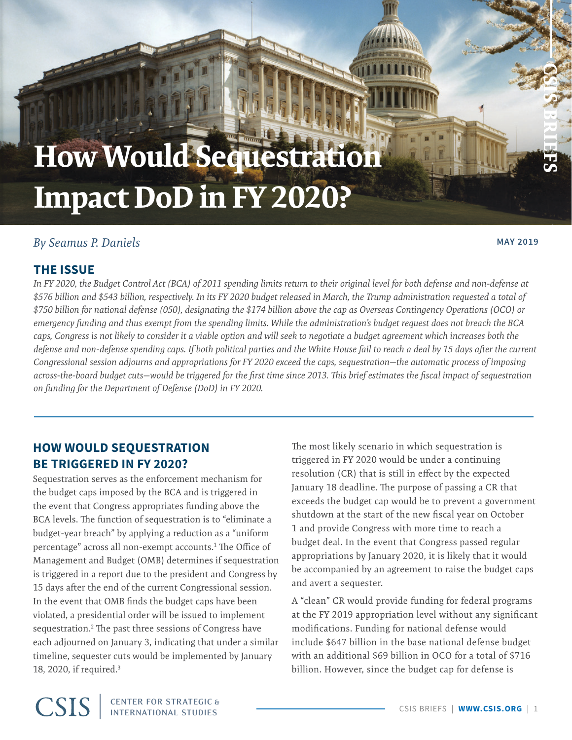# How Would Sequestration Impact DoD in FY 2020?

*By Seamus P. Daniels*

**MAY 2019**

## THE ISSUE

*In FY 2020, the Budget Control Act (BCA) of 2011 spending limits return to their original level for both defense and non-defense at $576 billion and $543 billion, respectively. In its FY 2020 budget released in March, the Trump administration requested a total of $750 billion for national defense (050), designating the $174 billion above the cap as Overseas Contingency Operations (OCO) or emergency funding and thus exempt from the spending limits. While the administration's budget request does not breach the BCA caps, Congress is not likely to consider it a viable option and will seek to negotiate a budget agreement which increases both the defense and non-defense spending caps. If both political parties and the White House fail to reach a deal by 15 days after the current Congressional session adjourns and appropriations for FY 2020 exceed the caps, sequestration—the automatic process of imposing across-the-board budget cuts—would be triggered for the first time since 2013. This brief estimates the fiscal impact of sequestration on funding for the Department of Defense (DoD) in FY 2020.*

## HOW WOULD SEQUESTRATION BE TRIGGERED IN FY 2020?

Sequestration serves as the enforcement mechanism for the budget caps imposed by the BCA and is triggered in the event that Congress appropriates funding above the BCA levels. The function of sequestration is to "eliminate a budget-year breach" by applying a reduction as a "uniform percentage" across all non-exempt accounts.[1] The Office of Management and Budget (OMB) determines if sequestration is triggered in a report due to the president and Congress by 15 days after the end of the current Congressional session. In the event that OMB finds the budget caps have been violated, a presidential order will be issued to implement sequestration.[2] The past three sessions of Congress have each adjourned on January 3, indicating that under a similar timeline, sequester cuts would be implemented by January 18, 2020, if required.[3]

The most likely scenario in which sequestration is triggered in FY 2020 would be under a continuing resolution (CR) that is still in effect by the expected January 18 deadline. The purpose of passing a CR that exceeds the budget cap would be to prevent a government shutdown at the start of the new fiscal year on October 1 and provide Congress with more time to reach a budget deal. In the event that Congress passed regular appropriations by January 2020, it is likely that it would be accompanied by an agreement to raise the budget caps and avert a sequester.

A "clean" CR would provide funding for federal programs at the FY 2019 appropriation level without any significant modifications. Funding for national defense would include $647 billion in the base national defense budget with an additional $69 billion in OCO for a total of $716 billion. However, since the budget cap for defense is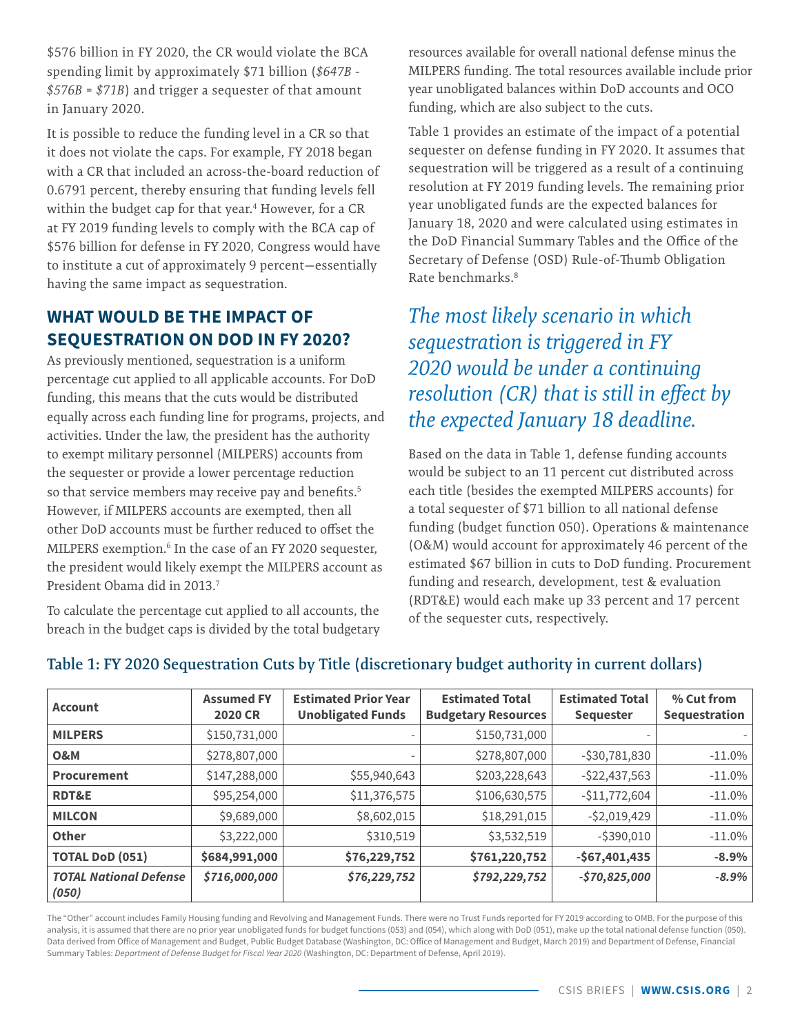$576 billion in FY 2020, the CR would violate the BCA spending limit by approximately $71 billion (*$647B - $576B = $71B*) and trigger a sequester of that amount in January 2020.

It is possible to reduce the funding level in a CR so that it does not violate the caps. For example, FY 2018 began with a CR that included an across-the-board reduction of 0.6791 percent, thereby ensuring that funding levels fell within the budget cap for that year.[4] However, for a CR at FY 2019 funding levels to comply with the BCA cap of $576 billion for defense in FY 2020, Congress would have to institute a cut of approximately 9 percent—essentially having the same impact as sequestration.

## WHAT WOULD BE THE IMPACT OF SEQUESTRATION ON DOD IN FY 2020?

As previously mentioned, sequestration is a uniform percentage cut applied to all applicable accounts. For DoD funding, this means that the cuts would be distributed equally across each funding line for programs, projects, and activities. Under the law, the president has the authority to exempt military personnel (MILPERS) accounts from the sequester or provide a lower percentage reduction so that service members may receive pay and benefits.[5] However, if MILPERS accounts are exempted, then all other DoD accounts must be further reduced to offset the MILPERS exemption.[6] In the case of an FY 2020 sequester, the president would likely exempt the MILPERS account as President Obama did in 2013.[7]

To calculate the percentage cut applied to all accounts, the breach in the budget caps is divided by the total budgetary resources available for overall national defense minus the MILPERS funding. The total resources available include prior year unobligated balances within DoD accounts and OCO funding, which are also subject to the cuts.

Table 1 provides an estimate of the impact of a potential sequester on defense funding in FY 2020. It assumes that sequestration will be triggered as a result of a continuing resolution at FY 2019 funding levels. The remaining prior year unobligated funds are the expected balances for January 18, 2020 and were calculated using estimates in the DoD Financial Summary Tables and the Office of the Secretary of Defense (OSD) Rule-of-Thumb Obligation Rate benchmarks.[8]

*The most likely scenario in which sequestration is triggered in FY 2020 would be under a continuing resolution (CR) that is still in effect by the expected January 18 deadline.*

Based on the data in Table 1, defense funding accounts would be subject to an 11 percent cut distributed across each title (besides the exempted MILPERS accounts) for a total sequester of $71 billion to all national defense funding (budget function 050). Operations & maintenance (O&M) would account for approximately 46 percent of the estimated $67 billion in cuts to DoD funding. Procurement funding and research, development, test & evaluation (RDT&E) would each make up 33 percent and 17 percent of the sequester cuts, respectively.

### Table 1: FY 2020 Sequestration Cuts by Title (discretionary budget authority in current dollars)

| Account | Assumed FY 2020 CR | Estimated Prior Year Unobligated Funds | Estimated Total Budgetary Resources | Estimated Total Sequester | % Cut from Sequestration |
|---|---|---|---|---|---|
| **MILPERS** | $150,731,000 | - | $150,731,000 | - | - |
| **O&M** | $278,807,000 | - | $278,807,000 | -$30,781,830 | -11.0% |
| **Procurement** | $147,288,000 | $55,940,643 | $203,228,643 | -$22,437,563 | -11.0% |
| **RDT&E** | $95,254,000 | $11,376,575 | $106,630,575 | -$11,772,604 | -11.0% |
| **MILCON** | $9,689,000 | $8,602,015 | $18,291,015 | -$2,019,429 | -11.0% |
| **Other** | $3,222,000 | $310,519 | $3,532,519 | -$390,010 | -11.0% |
| **TOTAL DoD (051)** | **$684,991,000** | **$76,229,752** | **$761,220,752** | **-$67,401,435** | **-8.9%** |
| ***TOTAL National Defense (050)*** | ***$716,000,000*** | ***$76,229,752*** | ***$792,229,752*** | ***-$70,825,000*** | ***-8.9%*** |

The "Other" account includes Family Housing funding and Revolving and Management Funds. There were no Trust Funds reported for FY 2019 according to OMB. For the purpose of this analysis, it is assumed that there are no prior year unobligated funds for budget functions (053) and (054), which along with DoD (051), make up the total national defense function (050). Data derived from Office of Management and Budget, Public Budget Database (Washington, DC: Office of Management and Budget, March 2019) and Department of Defense, Financial Summary Tables: *Department of Defense Budget for Fiscal Year 2020* (Washington, DC: Department of Defense, April 2019).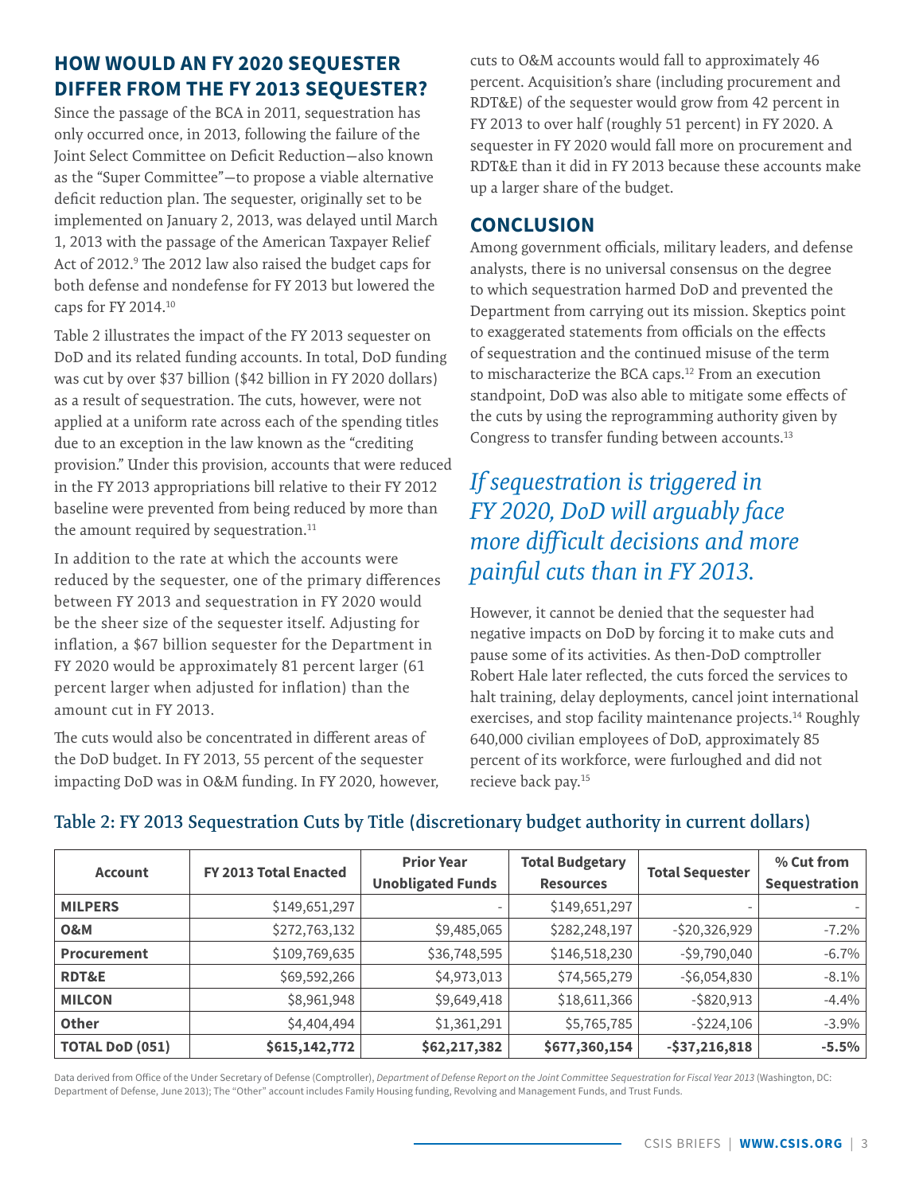## HOW WOULD AN FY 2020 SEQUESTER DIFFER FROM THE FY 2013 SEQUESTER?

Since the passage of the BCA in 2011, sequestration has only occurred once, in 2013, following the failure of the Joint Select Committee on Deficit Reduction—also known as the "Super Committee"—to propose a viable alternative deficit reduction plan. The sequester, originally set to be implemented on January 2, 2013, was delayed until March 1, 2013 with the passage of the American Taxpayer Relief Act of 2012.[9] The 2012 law also raised the budget caps for both defense and nondefense for FY 2013 but lowered the caps for FY 2014.[10]

Table 2 illustrates the impact of the FY 2013 sequester on DoD and its related funding accounts. In total, DoD funding was cut by over $37 billion ($42 billion in FY 2020 dollars) as a result of sequestration. The cuts, however, were not applied at a uniform rate across each of the spending titles due to an exception in the law known as the "crediting provision." Under this provision, accounts that were reduced in the FY 2013 appropriations bill relative to their FY 2012 baseline were prevented from being reduced by more than the amount required by sequestration.[11]

In addition to the rate at which the accounts were reduced by the sequester, one of the primary differences between FY 2013 and sequestration in FY 2020 would be the sheer size of the sequester itself. Adjusting for inflation, a $67 billion sequester for the Department in FY 2020 would be approximately 81 percent larger (61 percent larger when adjusted for inflation) than the amount cut in FY 2013.

The cuts would also be concentrated in different areas of the DoD budget. In FY 2013, 55 percent of the sequester impacting DoD was in O&M funding. In FY 2020, however, cuts to O&M accounts would fall to approximately 46 percent. Acquisition's share (including procurement and RDT&E) of the sequester would grow from 42 percent in FY 2013 to over half (roughly 51 percent) in FY 2020. A sequester in FY 2020 would fall more on procurement and RDT&E than it did in FY 2013 because these accounts make up a larger share of the budget.

## CONCLUSION

Among government officials, military leaders, and defense analysts, there is no universal consensus on the degree to which sequestration harmed DoD and prevented the Department from carrying out its mission. Skeptics point to exaggerated statements from officials on the effects of sequestration and the continued misuse of the term to mischaracterize the BCA caps.[12] From an execution standpoint, DoD was also able to mitigate some effects of the cuts by using the reprogramming authority given by Congress to transfer funding between accounts.[13]

*If sequestration is triggered in FY 2020, DoD will arguably face more difficult decisions and more painful cuts than in FY 2013.*

However, it cannot be denied that the sequester had negative impacts on DoD by forcing it to make cuts and pause some of its activities. As then-DoD comptroller Robert Hale later reflected, the cuts forced the services to halt training, delay deployments, cancel joint international exercises, and stop facility maintenance projects.[14] Roughly 640,000 civilian employees of DoD, approximately 85 percent of its workforce, were furloughed and did not recieve back pay.[15]

**Table 2: FY 2013 Sequestration Cuts by Title (discretionary budget authority in current dollars)**

| Account | FY 2013 Total Enacted | Prior Year Unobligated Funds | Total Budgetary Resources | Total Sequester | % Cut from Sequestration |
|---|---|---|---|---|---|
| **MILPERS** | $149,651,297 | - | $149,651,297 | - | - |
| **O&M** | $272,763,132 | $9,485,065 | $282,248,197 | -$20,326,929 | -7.2% |
| **Procurement** | $109,769,635 | $36,748,595 | $146,518,230 | -$9,790,040 | -6.7% |
| **RDT&E** | $69,592,266 | $4,973,013 | $74,565,279 | -$6,054,830 | -8.1% |
| **MILCON** | $8,961,948 | $9,649,418 | $18,611,366 | -$820,913 | -4.4% |
| **Other** | $4,404,494 | $1,361,291 | $5,765,785 | -$224,106 | -3.9% |
| **TOTAL DoD (051)** | **$615,142,772** | **$62,217,382** | **$677,360,154** | **-$37,216,818** | **-5.5%** |

Data derived from Office of the Under Secretary of Defense (Comptroller), *Department of Defense Report on the Joint Committee Sequestration for Fiscal Year 2013* (Washington, DC: Department of Defense, June 2013); The "Other" account includes Family Housing funding, Revolving and Management Funds, and Trust Funds.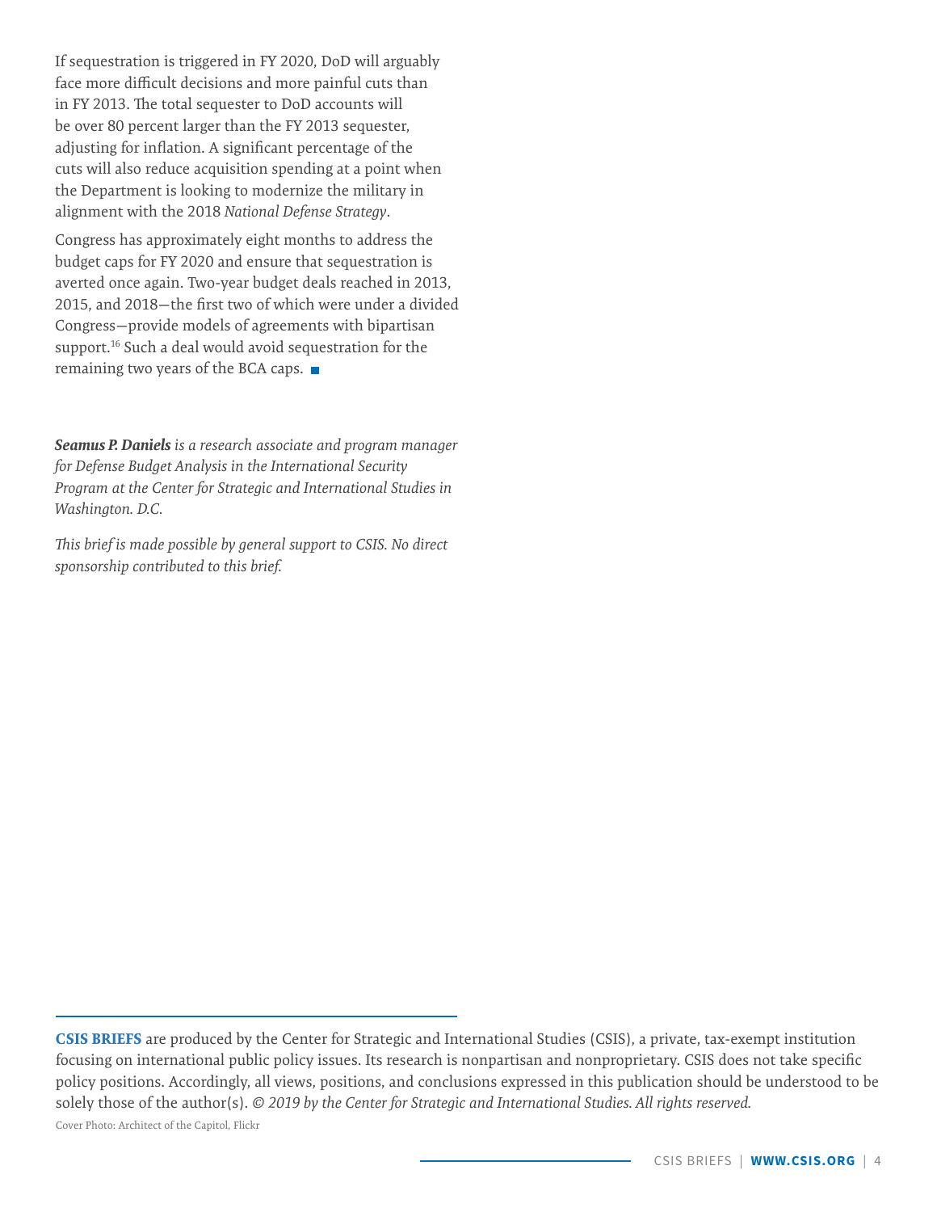If sequestration is triggered in FY 2020, DoD will arguably face more difficult decisions and more painful cuts than in FY 2013. The total sequester to DoD accounts will be over 80 percent larger than the FY 2013 sequester, adjusting for inflation. A significant percentage of the cuts will also reduce acquisition spending at a point when the Department is looking to modernize the military in alignment with the 2018 *National Defense Strategy*.

Congress has approximately eight months to address the budget caps for FY 2020 and ensure that sequestration is averted once again. Two-year budget deals reached in 2013, 2015, and 2018—the first two of which were under a divided Congress—provide models of agreements with bipartisan support.[16] Such a deal would avoid sequestration for the remaining two years of the BCA caps. ■

***Seamus P. Daniels*** *is a research associate and program manager for Defense Budget Analysis in the International Security Program at the Center for Strategic and International Studies in Washington. D.C.*

*This brief is made possible by general support to CSIS. No direct sponsorship contributed to this brief.*

---

**CSIS BRIEFS** are produced by the Center for Strategic and International Studies (CSIS), a private, tax-exempt institution focusing on international public policy issues. Its research is nonpartisan and nonproprietary. CSIS does not take specific policy positions. Accordingly, all views, positions, and conclusions expressed in this publication should be understood to be solely those of the author(s). *© 2019 by the Center for Strategic and International Studies. All rights reserved.*

Cover Photo: Architect of the Capitol, Flickr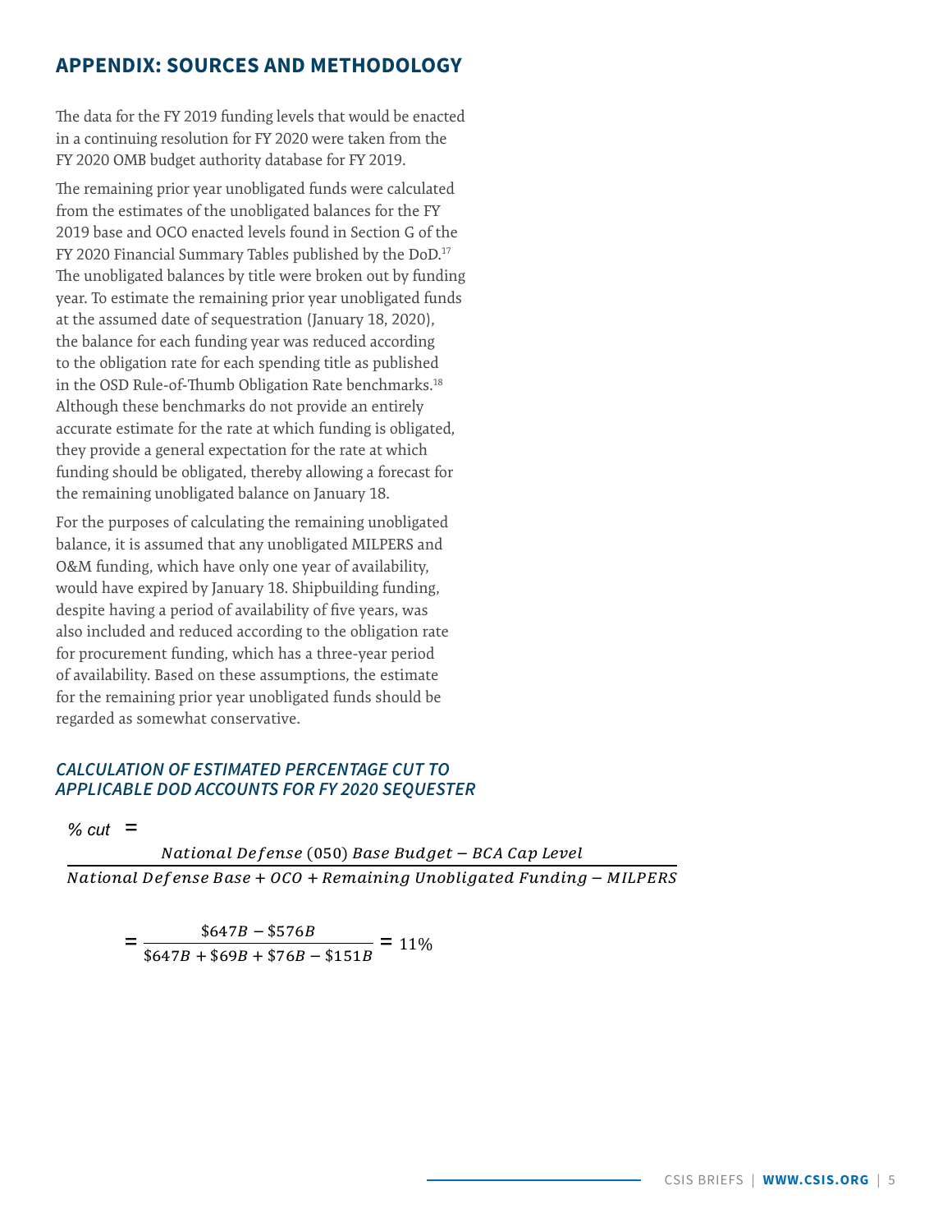## APPENDIX: SOURCES AND METHODOLOGY

The data for the FY 2019 funding levels that would be enacted in a continuing resolution for FY 2020 were taken from the FY 2020 OMB budget authority database for FY 2019.

The remaining prior year unobligated funds were calculated from the estimates of the unobligated balances for the FY 2019 base and OCO enacted levels found in Section G of the FY 2020 Financial Summary Tables published by the DoD.[17] The unobligated balances by title were broken out by funding year. To estimate the remaining prior year unobligated funds at the assumed date of sequestration (January 18, 2020), the balance for each funding year was reduced according to the obligation rate for each spending title as published in the OSD Rule-of-Thumb Obligation Rate benchmarks.[18] Although these benchmarks do not provide an entirely accurate estimate for the rate at which funding is obligated, they provide a general expectation for the rate at which funding should be obligated, thereby allowing a forecast for the remaining unobligated balance on January 18.

For the purposes of calculating the remaining unobligated balance, it is assumed that any unobligated MILPERS and O&M funding, which have only one year of availability, would have expired by January 18. Shipbuilding funding, despite having a period of availability of five years, was also included and reduced according to the obligation rate for procurement funding, which has a three-year period of availability. Based on these assumptions, the estimate for the remaining prior year unobligated funds should be regarded as somewhat conservative.

### *CALCULATION OF ESTIMATED PERCENTAGE CUT TO APPLICABLE DOD ACCOUNTS FOR FY 2020 SEQUESTER*

$$\%\ cut = \frac{National\ Defense\ (050)\ Base\ Budget - BCA\ Cap\ Level}{National\ Defense\ Base + OCO + Remaining\ Unobligated\ Funding - MILPERS}$$

$$= \frac{\$647B - \$576B}{\$647B + \$69B + \$76B - \$151B} = 11\%$$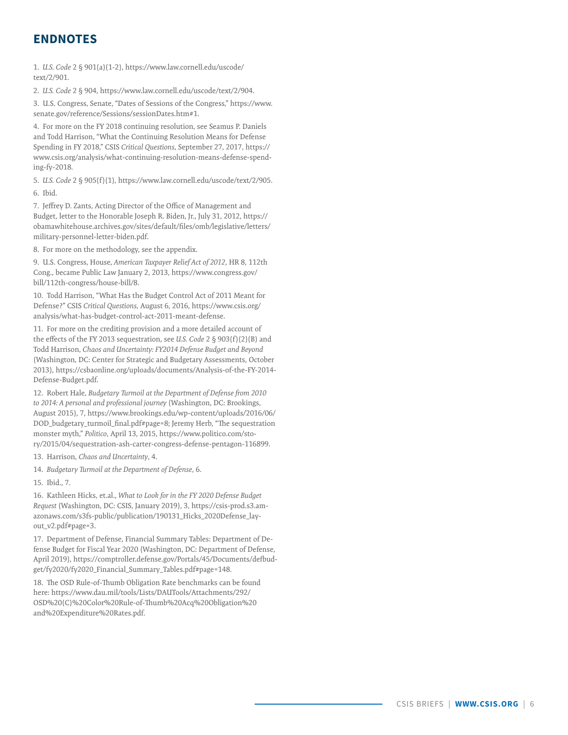## ENDNOTES

1. *U.S. Code* 2 § 901(a)(1-2), https://www.law.cornell.edu/uscode/text/2/901.

2. *U.S. Code* 2 § 904, https://www.law.cornell.edu/uscode/text/2/904.

3. U.S. Congress, Senate, "Dates of Sessions of the Congress," https://www.senate.gov/reference/Sessions/sessionDates.htm#1.

4. For more on the FY 2018 continuing resolution, see Seamus P. Daniels and Todd Harrison, "What the Continuing Resolution Means for Defense Spending in FY 2018," CSIS *Critical Questions*, September 27, 2017, https://www.csis.org/analysis/what-continuing-resolution-means-defense-spending-fy-2018.

5. *U.S. Code* 2 § 905(f)(1), https://www.law.cornell.edu/uscode/text/2/905.

6. Ibid.

7. Jeffrey D. Zants, Acting Director of the Office of Management and Budget, letter to the Honorable Joseph R. Biden, Jr., July 31, 2012, https://obamawhitehouse.archives.gov/sites/default/files/omb/legislative/letters/military-personnel-letter-biden.pdf.

8. For more on the methodology, see the appendix.

9. U.S. Congress, House, *American Taxpayer Relief Act of 2012*, HR 8, 112th Cong., became Public Law January 2, 2013, https://www.congress.gov/bill/112th-congress/house-bill/8.

10. Todd Harrison, "What Has the Budget Control Act of 2011 Meant for Defense?" CSIS *Critical Questions*, August 6, 2016, https://www.csis.org/analysis/what-has-budget-control-act-2011-meant-defense.

11. For more on the crediting provision and a more detailed account of the effects of the FY 2013 sequestration, see *U.S. Code* 2 § 903(f)(2)(B) and Todd Harrison, *Chaos and Uncertainty: FY2014 Defense Budget and Beyond* (Washington, DC: Center for Strategic and Budgetary Assessments, October 2013), https://csbaonline.org/uploads/documents/Analysis-of-the-FY-2014-Defense-Budget.pdf.

12. Robert Hale, *Budgetary Turmoil at the Department of Defense from 2010 to 2014: A personal and professional journey* (Washington, DC: Brookings, August 2015), 7, https://www.brookings.edu/wp-content/uploads/2016/06/DOD_budgetary_turmoil_final.pdf#page=8; Jeremy Herb, "The sequestration monster myth," *Politico*, April 13, 2015, https://www.politico.com/story/2015/04/sequestration-ash-carter-congress-defense-pentagon-116899.

13. Harrison, *Chaos and Uncertainty*, 4.

14. *Budgetary Turmoil at the Department of Defense*, 6.

15. Ibid., 7.

16. Kathleen Hicks, et.al., *What to Look for in the FY 2020 Defense Budget Request* (Washington, DC: CSIS, January 2019), 3, https://csis-prod.s3.amazonaws.com/s3fs-public/publication/190131_Hicks_2020Defense_layout_v2.pdf#page=3.

17. Department of Defense, Financial Summary Tables: Department of Defense Budget for Fiscal Year 2020 (Washington, DC: Department of Defense, April 2019), https://comptroller.defense.gov/Portals/45/Documents/defbudget/fy2020/fy2020_Financial_Summary_Tables.pdf#page=148.

18. The OSD Rule-of-Thumb Obligation Rate benchmarks can be found here: https://www.dau.mil/tools/Lists/DAUTools/Attachments/292/OSD%20(C)%20Color%20Rule-of-Thumb%20Acq%20Obligation%20and%20Expenditure%20Rates.pdf.